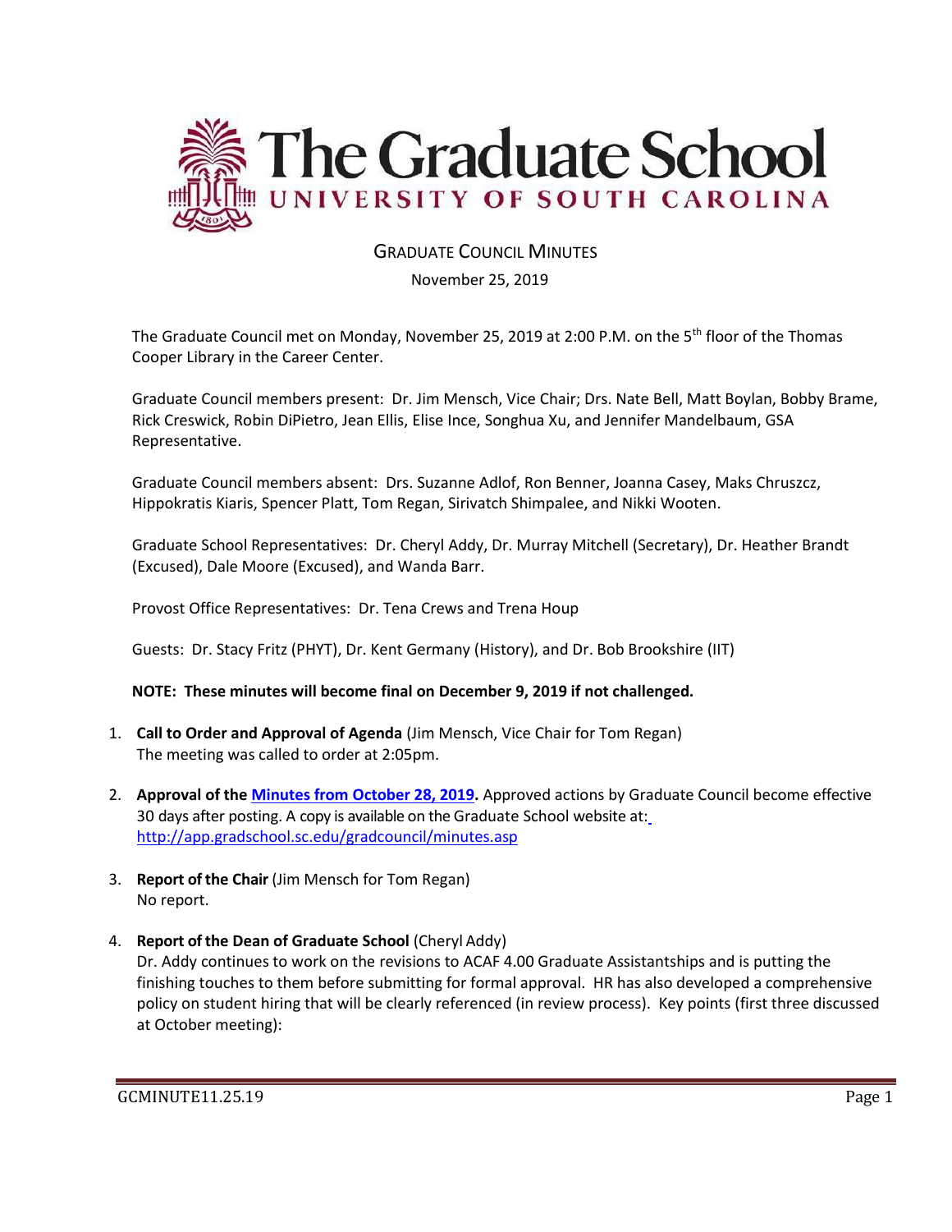# The Graduate School

UNIVERSITY OF SOUTH CAROLINA

## GRADUATE COUNCIL MINUTES

November 25, 2019

The Graduate Council met on Monday, November 25, 2019 at 2:00 P.M. on the 5th floor of the Thomas Cooper Library in the Career Center.

Graduate Council members present: Dr. Jim Mensch, Vice Chair; Drs. Nate Bell, Matt Boylan, Bobby Brame, Rick Creswick, Robin DiPietro, Jean Ellis, Elise Ince, Songhua Xu, and Jennifer Mandelbaum, GSA Representative.

Graduate Council members absent: Drs. Suzanne Adlof, Ron Benner, Joanna Casey, Maks Chruszcz, Hippokratis Kiaris, Spencer Platt, Tom Regan, Sirivatch Shimpalee, and Nikki Wooten.

Graduate School Representatives: Dr. Cheryl Addy, Dr. Murray Mitchell (Secretary), Dr. Heather Brandt (Excused), Dale Moore (Excused), and Wanda Barr.

Provost Office Representatives: Dr. Tena Crews and Trena Houp

Guests: Dr. Stacy Fritz (PHYT), Dr. Kent Germany (History), and Dr. Bob Brookshire (IIT)

**NOTE: These minutes will become final on December 9, 2019 if not challenged.**

1. **Call to Order and Approval of Agenda** (Jim Mensch, Vice Chair for Tom Regan)
   The meeting was called to order at 2:05pm.

2. **Approval of the [Minutes from October 28, 2019](http://app.gradschool.sc.edu/gradcouncil/minutes.asp).** Approved actions by Graduate Council become effective 30 days after posting. A copy is available on the Graduate School website at: http://app.gradschool.sc.edu/gradcouncil/minutes.asp

3. **Report of the Chair** (Jim Mensch for Tom Regan)
   No report.

4. **Report of the Dean of Graduate School** (Cheryl Addy)
   Dr. Addy continues to work on the revisions to ACAF 4.00 Graduate Assistantships and is putting the finishing touches to them before submitting for formal approval. HR has also developed a comprehensive policy on student hiring that will be clearly referenced (in review process). Key points (first three discussed at October meeting):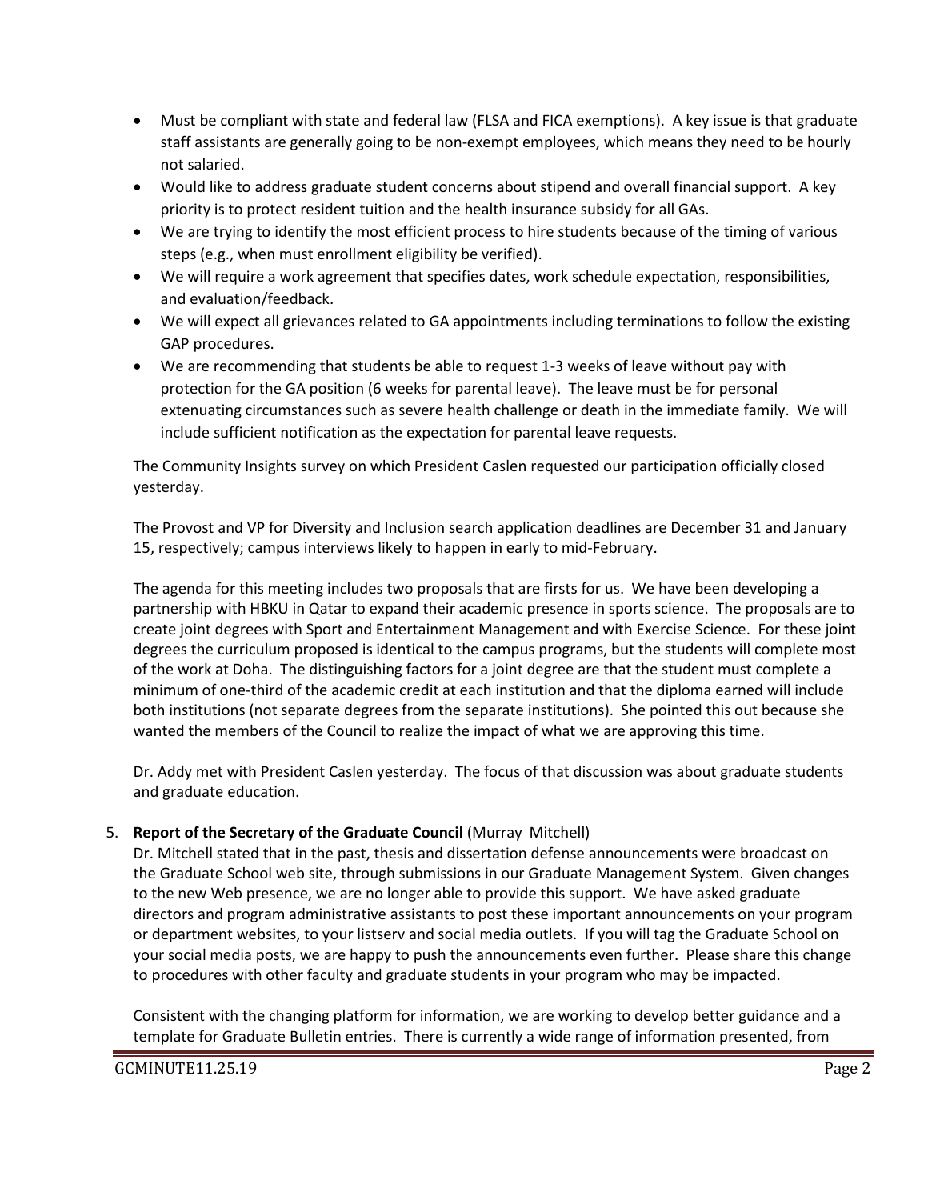- Must be compliant with state and federal law (FLSA and FICA exemptions). A key issue is that graduate staff assistants are generally going to be non-exempt employees, which means they need to be hourly not salaried.
- Would like to address graduate student concerns about stipend and overall financial support. A key priority is to protect resident tuition and the health insurance subsidy for all GAs.
- We are trying to identify the most efficient process to hire students because of the timing of various steps (e.g., when must enrollment eligibility be verified).
- We will require a work agreement that specifies dates, work schedule expectation, responsibilities, and evaluation/feedback.
- We will expect all grievances related to GA appointments including terminations to follow the existing GAP procedures.
- We are recommending that students be able to request 1-3 weeks of leave without pay with protection for the GA position (6 weeks for parental leave). The leave must be for personal extenuating circumstances such as severe health challenge or death in the immediate family. We will include sufficient notification as the expectation for parental leave requests.

The Community Insights survey on which President Caslen requested our participation officially closed yesterday.

The Provost and VP for Diversity and Inclusion search application deadlines are December 31 and January 15, respectively; campus interviews likely to happen in early to mid-February.

The agenda for this meeting includes two proposals that are firsts for us. We have been developing a partnership with HBKU in Qatar to expand their academic presence in sports science. The proposals are to create joint degrees with Sport and Entertainment Management and with Exercise Science. For these joint degrees the curriculum proposed is identical to the campus programs, but the students will complete most of the work at Doha. The distinguishing factors for a joint degree are that the student must complete a minimum of one-third of the academic credit at each institution and that the diploma earned will include both institutions (not separate degrees from the separate institutions). She pointed this out because she wanted the members of the Council to realize the impact of what we are approving this time.

Dr. Addy met with President Caslen yesterday. The focus of that discussion was about graduate students and graduate education.

5. **Report of the Secretary of the Graduate Council** (Murray Mitchell)

   Dr. Mitchell stated that in the past, thesis and dissertation defense announcements were broadcast on the Graduate School web site, through submissions in our Graduate Management System. Given changes to the new Web presence, we are no longer able to provide this support. We have asked graduate directors and program administrative assistants to post these important announcements on your program or department websites, to your listserv and social media outlets. If you will tag the Graduate School on your social media posts, we are happy to push the announcements even further. Please share this change to procedures with other faculty and graduate students in your program who may be impacted.

   Consistent with the changing platform for information, we are working to develop better guidance and a template for Graduate Bulletin entries. There is currently a wide range of information presented, from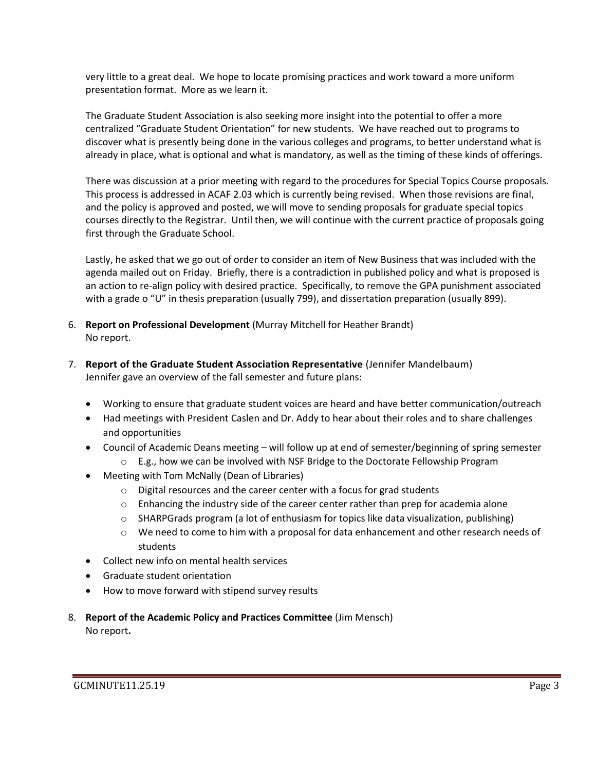very little to a great deal. We hope to locate promising practices and work toward a more uniform presentation format. More as we learn it.

The Graduate Student Association is also seeking more insight into the potential to offer a more centralized "Graduate Student Orientation" for new students. We have reached out to programs to discover what is presently being done in the various colleges and programs, to better understand what is already in place, what is optional and what is mandatory, as well as the timing of these kinds of offerings.

There was discussion at a prior meeting with regard to the procedures for Special Topics Course proposals. This process is addressed in ACAF 2.03 which is currently being revised. When those revisions are final, and the policy is approved and posted, we will move to sending proposals for graduate special topics courses directly to the Registrar. Until then, we will continue with the current practice of proposals going first through the Graduate School.

Lastly, he asked that we go out of order to consider an item of New Business that was included with the agenda mailed out on Friday. Briefly, there is a contradiction in published policy and what is proposed is an action to re-align policy with desired practice. Specifically, to remove the GPA punishment associated with a grade o "U" in thesis preparation (usually 799), and dissertation preparation (usually 899).

6. **Report on Professional Development** (Murray Mitchell for Heather Brandt)
   No report.

7. **Report of the Graduate Student Association Representative** (Jennifer Mandelbaum)
   Jennifer gave an overview of the fall semester and future plans:

   - Working to ensure that graduate student voices are heard and have better communication/outreach
   - Had meetings with President Caslen and Dr. Addy to hear about their roles and to share challenges and opportunities
   - Council of Academic Deans meeting – will follow up at end of semester/beginning of spring semester
     - E.g., how we can be involved with NSF Bridge to the Doctorate Fellowship Program
   - Meeting with Tom McNally (Dean of Libraries)
     - Digital resources and the career center with a focus for grad students
     - Enhancing the industry side of the career center rather than prep for academia alone
     - SHARPGrads program (a lot of enthusiasm for topics like data visualization, publishing)
     - We need to come to him with a proposal for data enhancement and other research needs of students
   - Collect new info on mental health services
   - Graduate student orientation
   - How to move forward with stipend survey results

8. **Report of the Academic Policy and Practices Committee** (Jim Mensch)
   No report**.**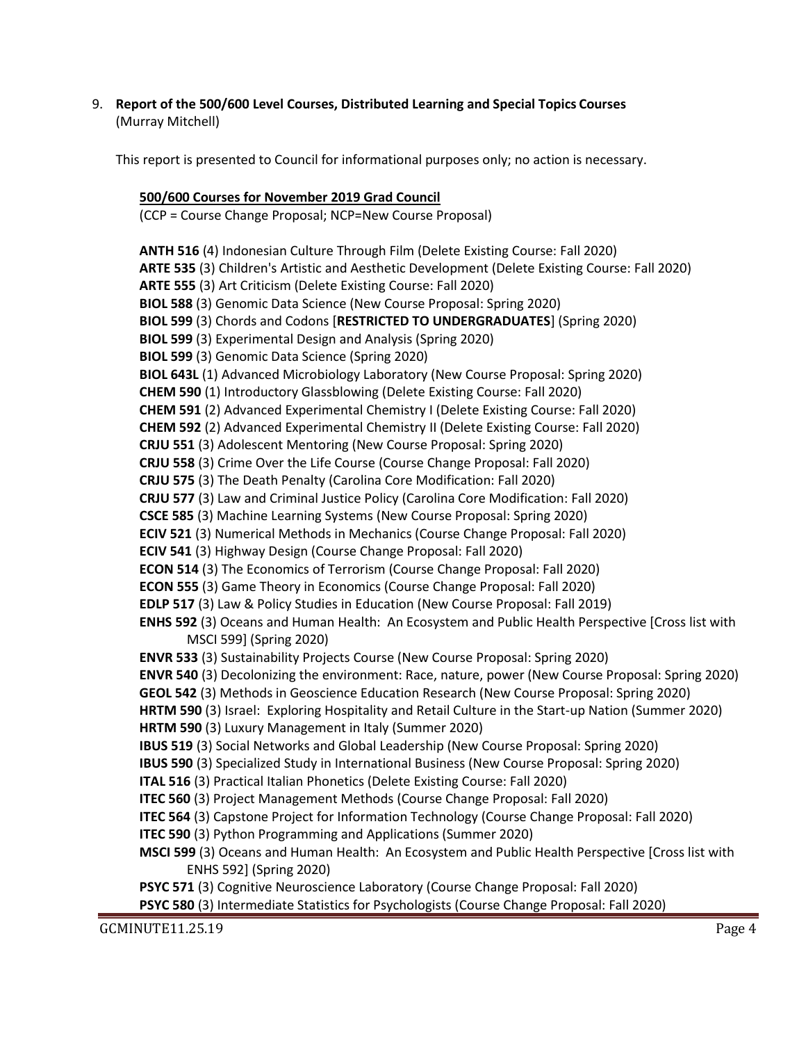9. **Report of the 500/600 Level Courses, Distributed Learning and Special Topics Courses** (Murray Mitchell)

   This report is presented to Council for informational purposes only; no action is necessary.

   **500/600 Courses for November 2019 Grad Council**
   (CCP = Course Change Proposal; NCP=New Course Proposal)

   **ANTH 516** (4) Indonesian Culture Through Film (Delete Existing Course: Fall 2020)
   **ARTE 535** (3) Children's Artistic and Aesthetic Development (Delete Existing Course: Fall 2020)
   **ARTE 555** (3) Art Criticism (Delete Existing Course: Fall 2020)
   **BIOL 588** (3) Genomic Data Science (New Course Proposal: Spring 2020)
   **BIOL 599** (3) Chords and Codons [**RESTRICTED TO UNDERGRADUATES**] (Spring 2020)
   **BIOL 599** (3) Experimental Design and Analysis (Spring 2020)
   **BIOL 599** (3) Genomic Data Science (Spring 2020)
   **BIOL 643L** (1) Advanced Microbiology Laboratory (New Course Proposal: Spring 2020)
   **CHEM 590** (1) Introductory Glassblowing (Delete Existing Course: Fall 2020)
   **CHEM 591** (2) Advanced Experimental Chemistry I (Delete Existing Course: Fall 2020)
   **CHEM 592** (2) Advanced Experimental Chemistry II (Delete Existing Course: Fall 2020)
   **CRJU 551** (3) Adolescent Mentoring (New Course Proposal: Spring 2020)
   **CRJU 558** (3) Crime Over the Life Course (Course Change Proposal: Fall 2020)
   **CRJU 575** (3) The Death Penalty (Carolina Core Modification: Fall 2020)
   **CRJU 577** (3) Law and Criminal Justice Policy (Carolina Core Modification: Fall 2020)
   **CSCE 585** (3) Machine Learning Systems (New Course Proposal: Spring 2020)
   **ECIV 521** (3) Numerical Methods in Mechanics (Course Change Proposal: Fall 2020)
   **ECIV 541** (3) Highway Design (Course Change Proposal: Fall 2020)
   **ECON 514** (3) The Economics of Terrorism (Course Change Proposal: Fall 2020)
   **ECON 555** (3) Game Theory in Economics (Course Change Proposal: Fall 2020)
   **EDLP 517** (3) Law & Policy Studies in Education (New Course Proposal: Fall 2019)
   **ENHS 592** (3) Oceans and Human Health: An Ecosystem and Public Health Perspective [Cross list with MSCI 599] (Spring 2020)
   **ENVR 533** (3) Sustainability Projects Course (New Course Proposal: Spring 2020)
   **ENVR 540** (3) Decolonizing the environment: Race, nature, power (New Course Proposal: Spring 2020)
   **GEOL 542** (3) Methods in Geoscience Education Research (New Course Proposal: Spring 2020)
   **HRTM 590** (3) Israel: Exploring Hospitality and Retail Culture in the Start-up Nation (Summer 2020)
   **HRTM 590** (3) Luxury Management in Italy (Summer 2020)
   **IBUS 519** (3) Social Networks and Global Leadership (New Course Proposal: Spring 2020)
   **IBUS 590** (3) Specialized Study in International Business (New Course Proposal: Spring 2020)
   **ITAL 516** (3) Practical Italian Phonetics (Delete Existing Course: Fall 2020)
   **ITEC 560** (3) Project Management Methods (Course Change Proposal: Fall 2020)
   **ITEC 564** (3) Capstone Project for Information Technology (Course Change Proposal: Fall 2020)
   **ITEC 590** (3) Python Programming and Applications (Summer 2020)
   **MSCI 599** (3) Oceans and Human Health: An Ecosystem and Public Health Perspective [Cross list with ENHS 592] (Spring 2020)
   **PSYC 571** (3) Cognitive Neuroscience Laboratory (Course Change Proposal: Fall 2020)
   **PSYC 580** (3) Intermediate Statistics for Psychologists (Course Change Proposal: Fall 2020)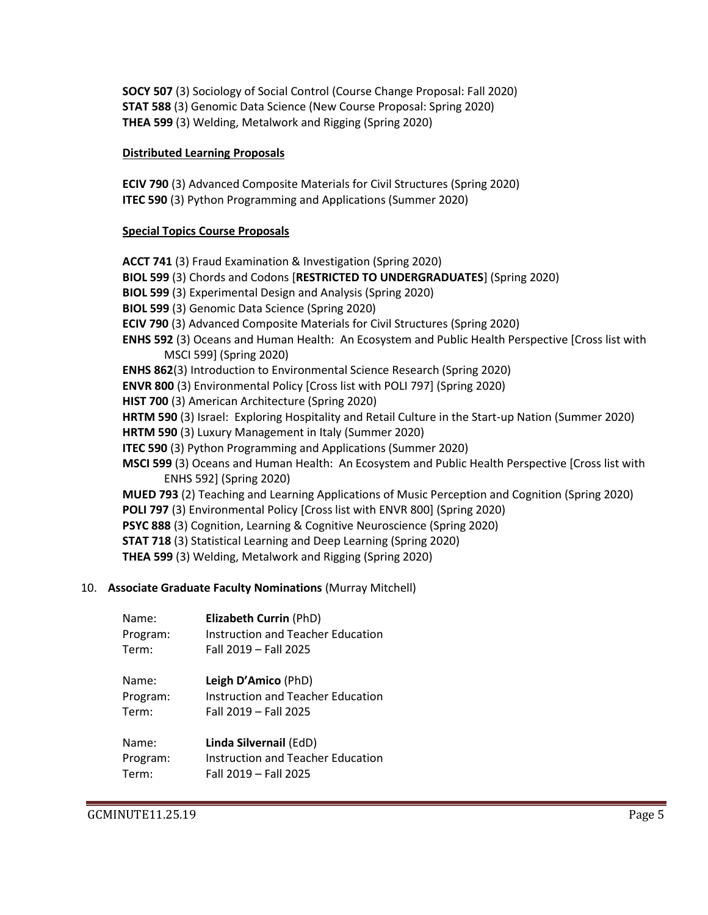**SOCY 507** (3) Sociology of Social Control (Course Change Proposal: Fall 2020)
**STAT 588** (3) Genomic Data Science (New Course Proposal: Spring 2020)
**THEA 599** (3) Welding, Metalwork and Rigging (Spring 2020)

**Distributed Learning Proposals**

**ECIV 790** (3) Advanced Composite Materials for Civil Structures (Spring 2020)
**ITEC 590** (3) Python Programming and Applications (Summer 2020)

**Special Topics Course Proposals**

**ACCT 741** (3) Fraud Examination & Investigation (Spring 2020)
**BIOL 599** (3) Chords and Codons [**RESTRICTED TO UNDERGRADUATES**] (Spring 2020)
**BIOL 599** (3) Experimental Design and Analysis (Spring 2020)
**BIOL 599** (3) Genomic Data Science (Spring 2020)
**ECIV 790** (3) Advanced Composite Materials for Civil Structures (Spring 2020)
**ENHS 592** (3) Oceans and Human Health: An Ecosystem and Public Health Perspective [Cross list with MSCI 599] (Spring 2020)
**ENHS 862**(3) Introduction to Environmental Science Research (Spring 2020)
**ENVR 800** (3) Environmental Policy [Cross list with POLI 797] (Spring 2020)
**HIST 700** (3) American Architecture (Spring 2020)
**HRTM 590** (3) Israel: Exploring Hospitality and Retail Culture in the Start-up Nation (Summer 2020)
**HRTM 590** (3) Luxury Management in Italy (Summer 2020)
**ITEC 590** (3) Python Programming and Applications (Summer 2020)
**MSCI 599** (3) Oceans and Human Health: An Ecosystem and Public Health Perspective [Cross list with ENHS 592] (Spring 2020)
**MUED 793** (2) Teaching and Learning Applications of Music Perception and Cognition (Spring 2020)
**POLI 797** (3) Environmental Policy [Cross list with ENVR 800] (Spring 2020)
**PSYC 888** (3) Cognition, Learning & Cognitive Neuroscience (Spring 2020)
**STAT 718** (3) Statistical Learning and Deep Learning (Spring 2020)
**THEA 599** (3) Welding, Metalwork and Rigging (Spring 2020)

10. **Associate Graduate Faculty Nominations** (Murray Mitchell)

Name: **Elizabeth Currin** (PhD)
Program: Instruction and Teacher Education
Term: Fall 2019 – Fall 2025

Name: **Leigh D'Amico** (PhD)
Program: Instruction and Teacher Education
Term: Fall 2019 – Fall 2025

Name: **Linda Silvernail** (EdD)
Program: Instruction and Teacher Education
Term: Fall 2019 – Fall 2025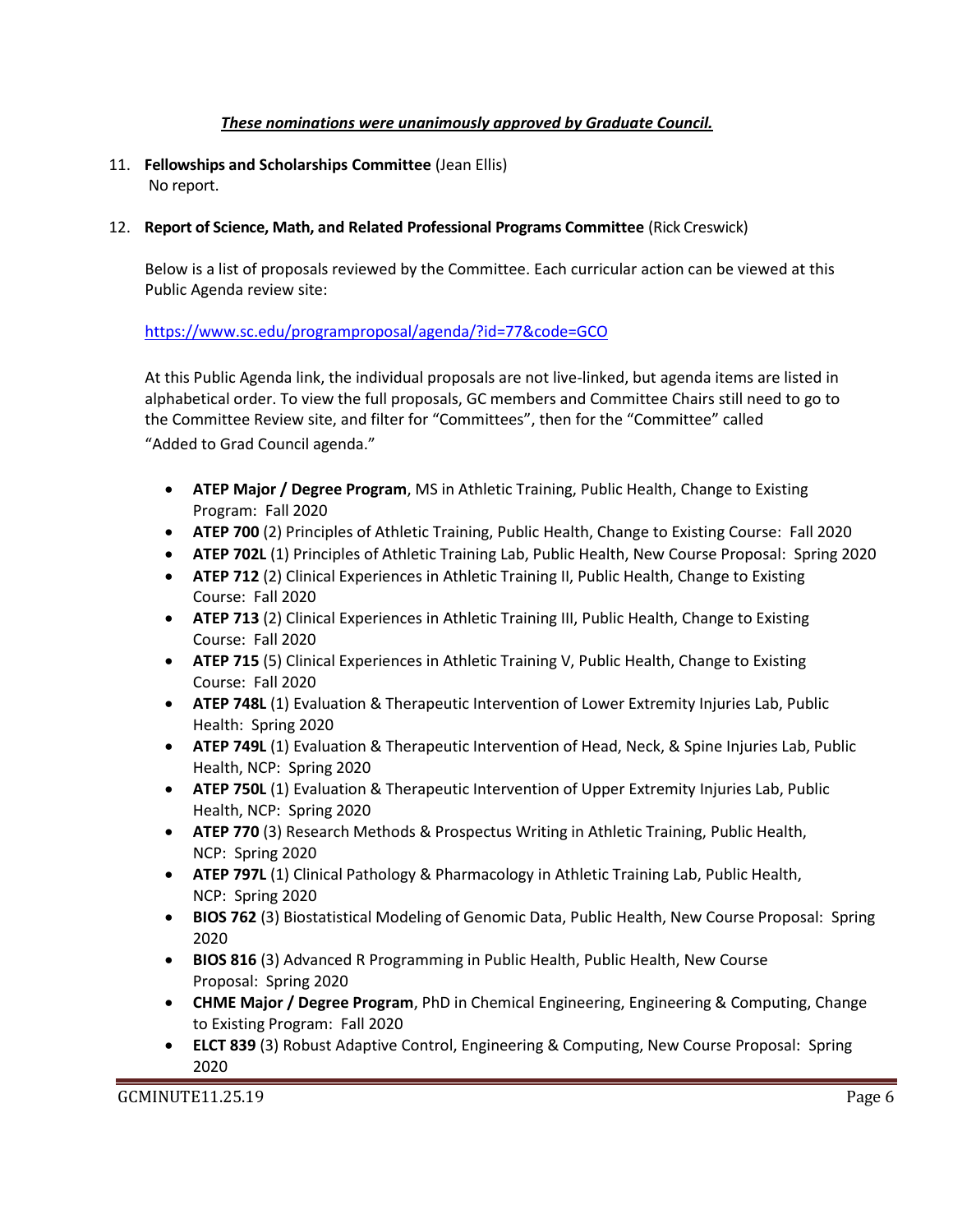***These nominations were unanimously approved by Graduate Council.***

11. **Fellowships and Scholarships Committee** (Jean Ellis)
    No report.

12. **Report of Science, Math, and Related Professional Programs Committee** (Rick Creswick)

    Below is a list of proposals reviewed by the Committee. Each curricular action can be viewed at this Public Agenda review site:

    https://www.sc.edu/programproposal/agenda/?id=77&code=GCO

    At this Public Agenda link, the individual proposals are not live-linked, but agenda items are listed in alphabetical order. To view the full proposals, GC members and Committee Chairs still need to go to the Committee Review site, and filter for "Committees", then for the "Committee" called "Added to Grad Council agenda."

    - **ATEP Major / Degree Program**, MS in Athletic Training, Public Health, Change to Existing Program: Fall 2020
    - **ATEP 700** (2) Principles of Athletic Training, Public Health, Change to Existing Course: Fall 2020
    - **ATEP 702L** (1) Principles of Athletic Training Lab, Public Health, New Course Proposal: Spring 2020
    - **ATEP 712** (2) Clinical Experiences in Athletic Training II, Public Health, Change to Existing Course: Fall 2020
    - **ATEP 713** (2) Clinical Experiences in Athletic Training III, Public Health, Change to Existing Course: Fall 2020
    - **ATEP 715** (5) Clinical Experiences in Athletic Training V, Public Health, Change to Existing Course: Fall 2020
    - **ATEP 748L** (1) Evaluation & Therapeutic Intervention of Lower Extremity Injuries Lab, Public Health: Spring 2020
    - **ATEP 749L** (1) Evaluation & Therapeutic Intervention of Head, Neck, & Spine Injuries Lab, Public Health, NCP: Spring 2020
    - **ATEP 750L** (1) Evaluation & Therapeutic Intervention of Upper Extremity Injuries Lab, Public Health, NCP: Spring 2020
    - **ATEP 770** (3) Research Methods & Prospectus Writing in Athletic Training, Public Health, NCP: Spring 2020
    - **ATEP 797L** (1) Clinical Pathology & Pharmacology in Athletic Training Lab, Public Health, NCP: Spring 2020
    - **BIOS 762** (3) Biostatistical Modeling of Genomic Data, Public Health, New Course Proposal: Spring 2020
    - **BIOS 816** (3) Advanced R Programming in Public Health, Public Health, New Course Proposal: Spring 2020
    - **CHME Major / Degree Program**, PhD in Chemical Engineering, Engineering & Computing, Change to Existing Program: Fall 2020
    - **ELCT 839** (3) Robust Adaptive Control, Engineering & Computing, New Course Proposal: Spring 2020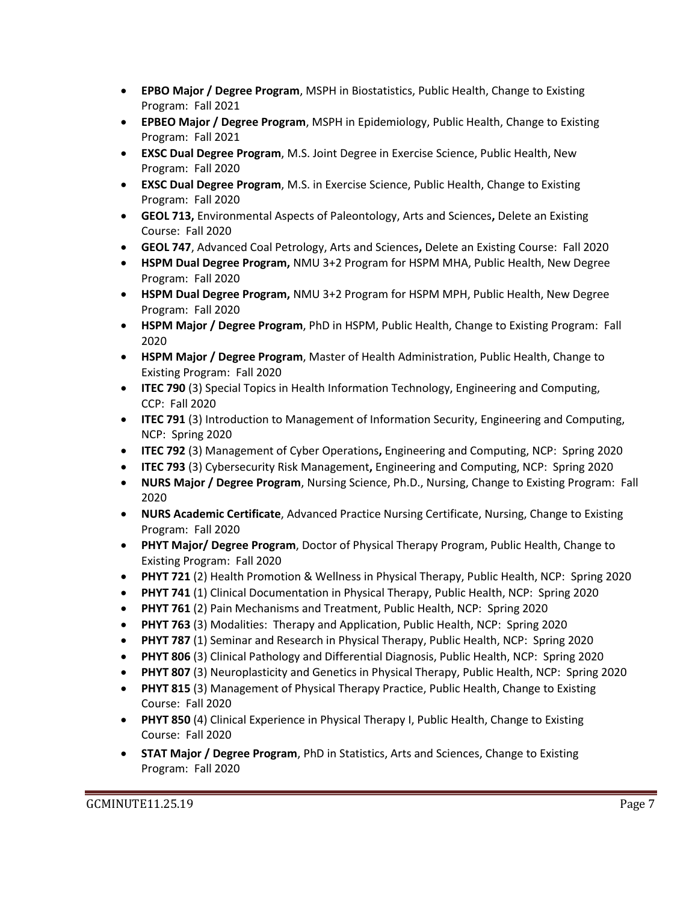- **EPBO Major / Degree Program**, MSPH in Biostatistics, Public Health, Change to Existing Program: Fall 2021
- **EPBEO Major / Degree Program**, MSPH in Epidemiology, Public Health, Change to Existing Program: Fall 2021
- **EXSC Dual Degree Program**, M.S. Joint Degree in Exercise Science, Public Health, New Program: Fall 2020
- **EXSC Dual Degree Program**, M.S. in Exercise Science, Public Health, Change to Existing Program: Fall 2020
- **GEOL 713,** Environmental Aspects of Paleontology, Arts and Sciences**,** Delete an Existing Course: Fall 2020
- **GEOL 747**, Advanced Coal Petrology, Arts and Sciences**,** Delete an Existing Course: Fall 2020
- **HSPM Dual Degree Program,** NMU 3+2 Program for HSPM MHA, Public Health, New Degree Program: Fall 2020
- **HSPM Dual Degree Program,** NMU 3+2 Program for HSPM MPH, Public Health, New Degree Program: Fall 2020
- **HSPM Major / Degree Program**, PhD in HSPM, Public Health, Change to Existing Program: Fall 2020
- **HSPM Major / Degree Program**, Master of Health Administration, Public Health, Change to Existing Program: Fall 2020
- **ITEC 790** (3) Special Topics in Health Information Technology, Engineering and Computing, CCP: Fall 2020
- **ITEC 791** (3) Introduction to Management of Information Security, Engineering and Computing, NCP: Spring 2020
- **ITEC 792** (3) Management of Cyber Operations**,** Engineering and Computing, NCP: Spring 2020
- **ITEC 793** (3) Cybersecurity Risk Management**,** Engineering and Computing, NCP: Spring 2020
- **NURS Major / Degree Program**, Nursing Science, Ph.D., Nursing, Change to Existing Program: Fall 2020
- **NURS Academic Certificate**, Advanced Practice Nursing Certificate, Nursing, Change to Existing Program: Fall 2020
- **PHYT Major/ Degree Program**, Doctor of Physical Therapy Program, Public Health, Change to Existing Program: Fall 2020
- **PHYT 721** (2) Health Promotion & Wellness in Physical Therapy, Public Health, NCP: Spring 2020
- **PHYT 741** (1) Clinical Documentation in Physical Therapy, Public Health, NCP: Spring 2020
- **PHYT 761** (2) Pain Mechanisms and Treatment, Public Health, NCP: Spring 2020
- **PHYT 763** (3) Modalities: Therapy and Application, Public Health, NCP: Spring 2020
- **PHYT 787** (1) Seminar and Research in Physical Therapy, Public Health, NCP: Spring 2020
- **PHYT 806** (3) Clinical Pathology and Differential Diagnosis, Public Health, NCP: Spring 2020
- **PHYT 807** (3) Neuroplasticity and Genetics in Physical Therapy, Public Health, NCP: Spring 2020
- **PHYT 815** (3) Management of Physical Therapy Practice, Public Health, Change to Existing Course: Fall 2020
- **PHYT 850** (4) Clinical Experience in Physical Therapy I, Public Health, Change to Existing Course: Fall 2020
- **STAT Major / Degree Program**, PhD in Statistics, Arts and Sciences, Change to Existing Program: Fall 2020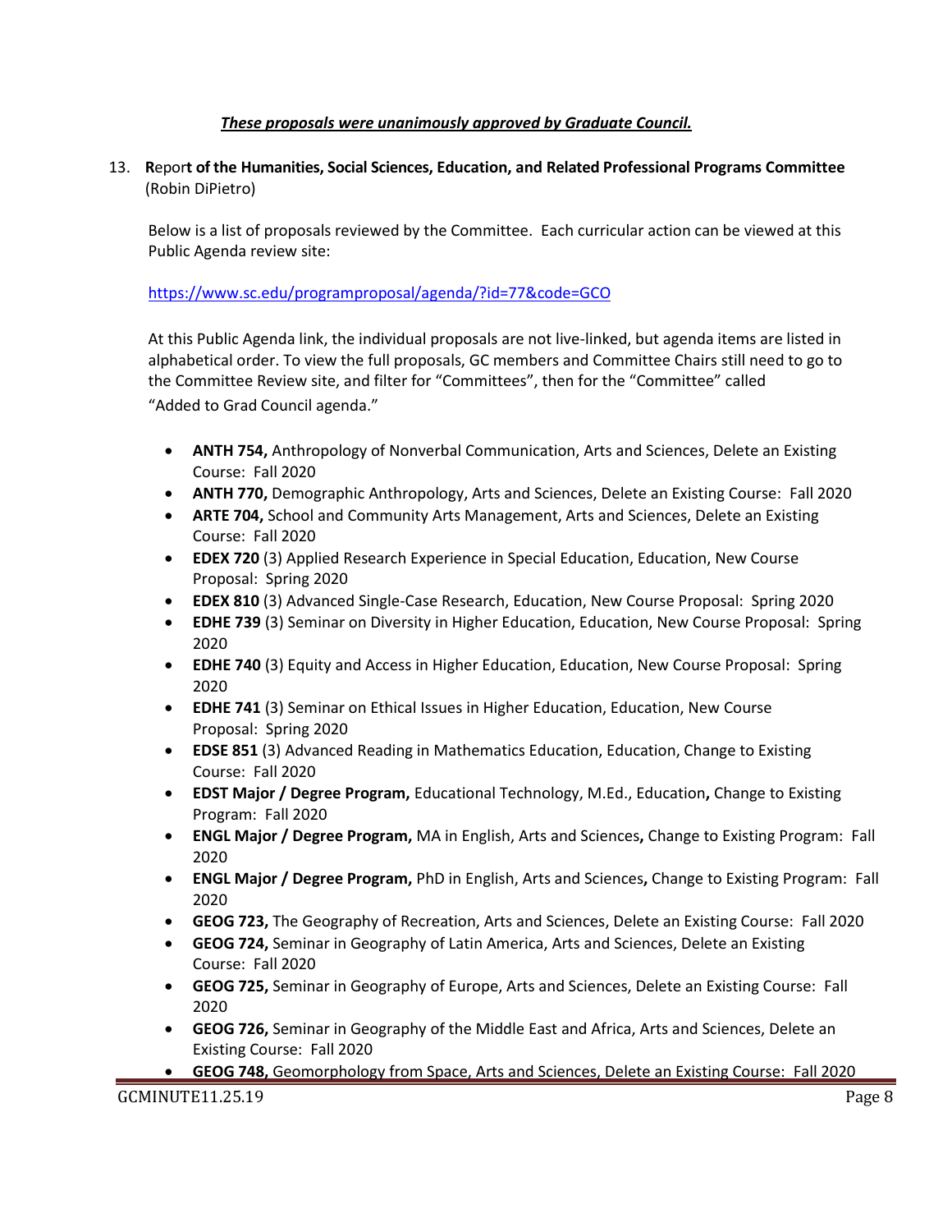***These proposals were unanimously approved by Graduate Council.***

13. **Report of the Humanities, Social Sciences, Education, and Related Professional Programs Committee** (Robin DiPietro)

Below is a list of proposals reviewed by the Committee. Each curricular action can be viewed at this Public Agenda review site:

https://www.sc.edu/programproposal/agenda/?id=77&code=GCO

At this Public Agenda link, the individual proposals are not live-linked, but agenda items are listed in alphabetical order. To view the full proposals, GC members and Committee Chairs still need to go to the Committee Review site, and filter for "Committees", then for the "Committee" called "Added to Grad Council agenda."

- **ANTH 754,** Anthropology of Nonverbal Communication, Arts and Sciences, Delete an Existing Course: Fall 2020
- **ANTH 770,** Demographic Anthropology, Arts and Sciences, Delete an Existing Course: Fall 2020
- **ARTE 704,** School and Community Arts Management, Arts and Sciences, Delete an Existing Course: Fall 2020
- **EDEX 720** (3) Applied Research Experience in Special Education, Education, New Course Proposal: Spring 2020
- **EDEX 810** (3) Advanced Single-Case Research, Education, New Course Proposal: Spring 2020
- **EDHE 739** (3) Seminar on Diversity in Higher Education, Education, New Course Proposal: Spring 2020
- **EDHE 740** (3) Equity and Access in Higher Education, Education, New Course Proposal: Spring 2020
- **EDHE 741** (3) Seminar on Ethical Issues in Higher Education, Education, New Course Proposal: Spring 2020
- **EDSE 851** (3) Advanced Reading in Mathematics Education, Education, Change to Existing Course: Fall 2020
- **EDST Major / Degree Program,** Educational Technology, M.Ed., Education**,** Change to Existing Program: Fall 2020
- **ENGL Major / Degree Program,** MA in English, Arts and Sciences**,** Change to Existing Program: Fall 2020
- **ENGL Major / Degree Program,** PhD in English, Arts and Sciences**,** Change to Existing Program: Fall 2020
- **GEOG 723,** The Geography of Recreation, Arts and Sciences, Delete an Existing Course: Fall 2020
- **GEOG 724,** Seminar in Geography of Latin America, Arts and Sciences, Delete an Existing Course: Fall 2020
- **GEOG 725,** Seminar in Geography of Europe, Arts and Sciences, Delete an Existing Course: Fall 2020
- **GEOG 726,** Seminar in Geography of the Middle East and Africa, Arts and Sciences, Delete an Existing Course: Fall 2020
- **GEOG 748,** Geomorphology from Space, Arts and Sciences, Delete an Existing Course: Fall 2020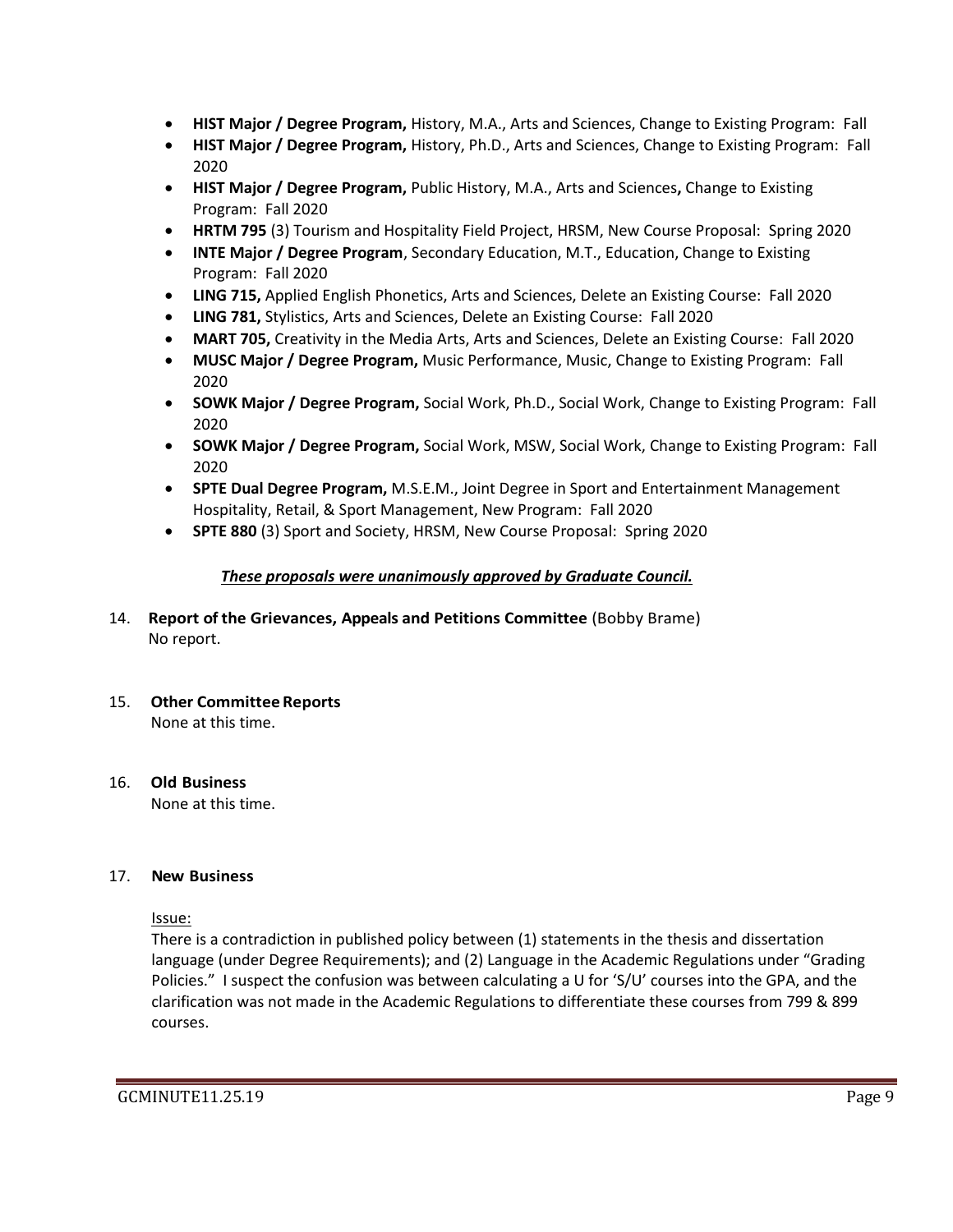- **HIST Major / Degree Program,** History, M.A., Arts and Sciences, Change to Existing Program: Fall
- **HIST Major / Degree Program,** History, Ph.D., Arts and Sciences, Change to Existing Program: Fall 2020
- **HIST Major / Degree Program,** Public History, M.A., Arts and Sciences**,** Change to Existing Program: Fall 2020
- **HRTM 795** (3) Tourism and Hospitality Field Project, HRSM, New Course Proposal: Spring 2020
- **INTE Major / Degree Program**, Secondary Education, M.T., Education, Change to Existing Program: Fall 2020
- **LING 715,** Applied English Phonetics, Arts and Sciences, Delete an Existing Course: Fall 2020
- **LING 781,** Stylistics, Arts and Sciences, Delete an Existing Course: Fall 2020
- **MART 705,** Creativity in the Media Arts, Arts and Sciences, Delete an Existing Course: Fall 2020
- **MUSC Major / Degree Program,** Music Performance, Music, Change to Existing Program: Fall 2020
- **SOWK Major / Degree Program,** Social Work, Ph.D., Social Work, Change to Existing Program: Fall 2020
- **SOWK Major / Degree Program,** Social Work, MSW, Social Work, Change to Existing Program: Fall 2020
- **SPTE Dual Degree Program,** M.S.E.M., Joint Degree in Sport and Entertainment Management Hospitality, Retail, & Sport Management, New Program: Fall 2020
- **SPTE 880** (3) Sport and Society, HRSM, New Course Proposal: Spring 2020

***These proposals were unanimously approved by Graduate Council.***

14. **Report of the Grievances, Appeals and Petitions Committee** (Bobby Brame)
    No report.

15. **Other Committee Reports**
    None at this time.

16. **Old Business**
    None at this time.

17. **New Business**

    Issue:
    There is a contradiction in published policy between (1) statements in the thesis and dissertation language (under Degree Requirements); and (2) Language in the Academic Regulations under "Grading Policies." I suspect the confusion was between calculating a U for 'S/U' courses into the GPA, and the clarification was not made in the Academic Regulations to differentiate these courses from 799 & 899 courses.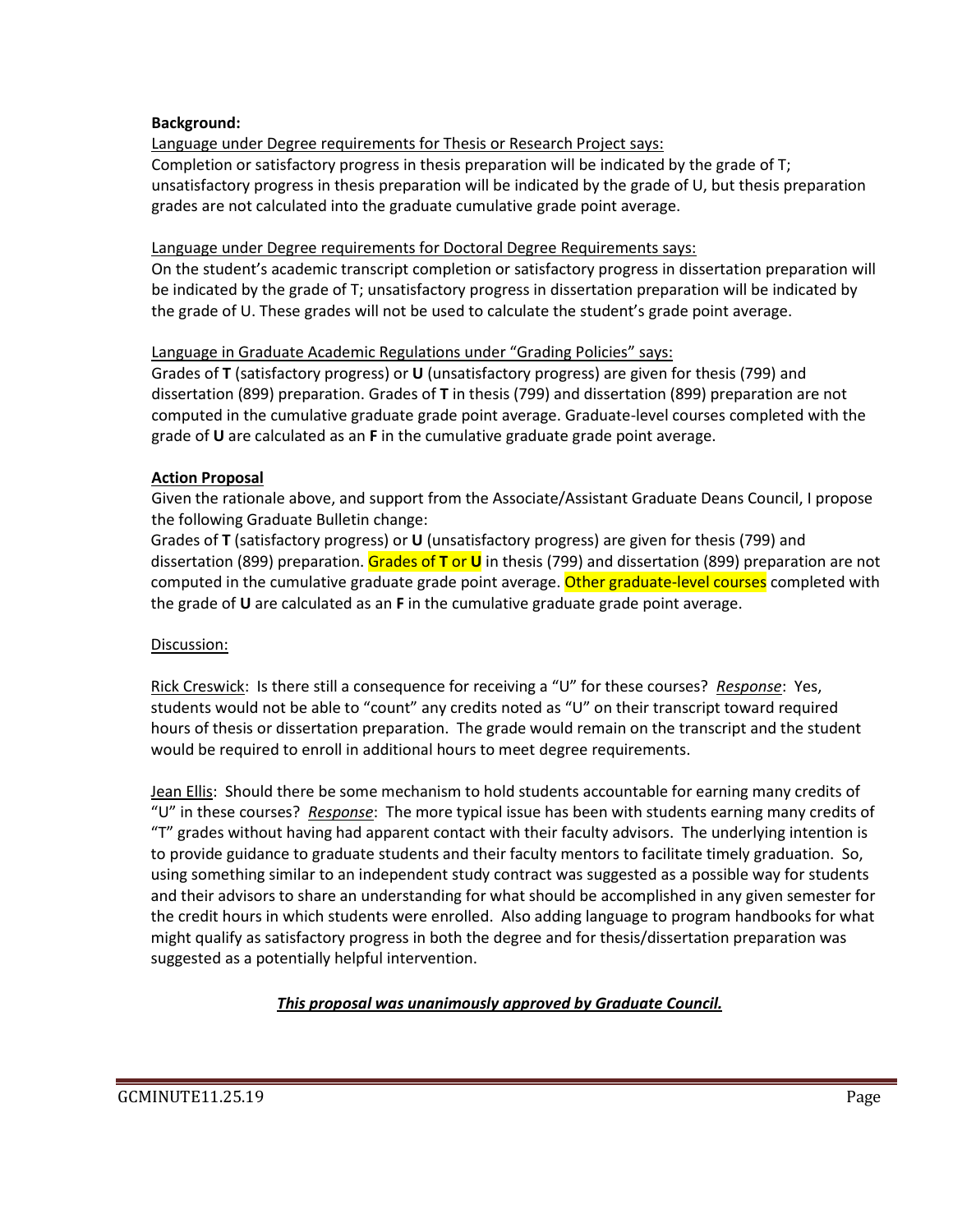**Background:**

Language under Degree requirements for Thesis or Research Project says:
Completion or satisfactory progress in thesis preparation will be indicated by the grade of T; unsatisfactory progress in thesis preparation will be indicated by the grade of U, but thesis preparation grades are not calculated into the graduate cumulative grade point average.

Language under Degree requirements for Doctoral Degree Requirements says:
On the student's academic transcript completion or satisfactory progress in dissertation preparation will be indicated by the grade of T; unsatisfactory progress in dissertation preparation will be indicated by the grade of U. These grades will not be used to calculate the student's grade point average.

Language in Graduate Academic Regulations under "Grading Policies" says:
Grades of **T** (satisfactory progress) or **U** (unsatisfactory progress) are given for thesis (799) and dissertation (899) preparation. Grades of **T** in thesis (799) and dissertation (899) preparation are not computed in the cumulative graduate grade point average. Graduate-level courses completed with the grade of **U** are calculated as an **F** in the cumulative graduate grade point average.

**Action Proposal**

Given the rationale above, and support from the Associate/Assistant Graduate Deans Council, I propose the following Graduate Bulletin change:
Grades of **T** (satisfactory progress) or **U** (unsatisfactory progress) are given for thesis (799) and dissertation (899) preparation. Grades of **T** or **U** in thesis (799) and dissertation (899) preparation are not computed in the cumulative graduate grade point average. Other graduate-level courses completed with the grade of **U** are calculated as an **F** in the cumulative graduate grade point average.

Discussion:

Rick Creswick: Is there still a consequence for receiving a "U" for these courses? *Response*: Yes, students would not be able to "count" any credits noted as "U" on their transcript toward required hours of thesis or dissertation preparation. The grade would remain on the transcript and the student would be required to enroll in additional hours to meet degree requirements.

Jean Ellis: Should there be some mechanism to hold students accountable for earning many credits of "U" in these courses? *Response*: The more typical issue has been with students earning many credits of "T" grades without having had apparent contact with their faculty advisors. The underlying intention is to provide guidance to graduate students and their faculty mentors to facilitate timely graduation. So, using something similar to an independent study contract was suggested as a possible way for students and their advisors to share an understanding for what should be accomplished in any given semester for the credit hours in which students were enrolled. Also adding language to program handbooks for what might qualify as satisfactory progress in both the degree and for thesis/dissertation preparation was suggested as a potentially helpful intervention.

***This proposal was unanimously approved by Graduate Council.***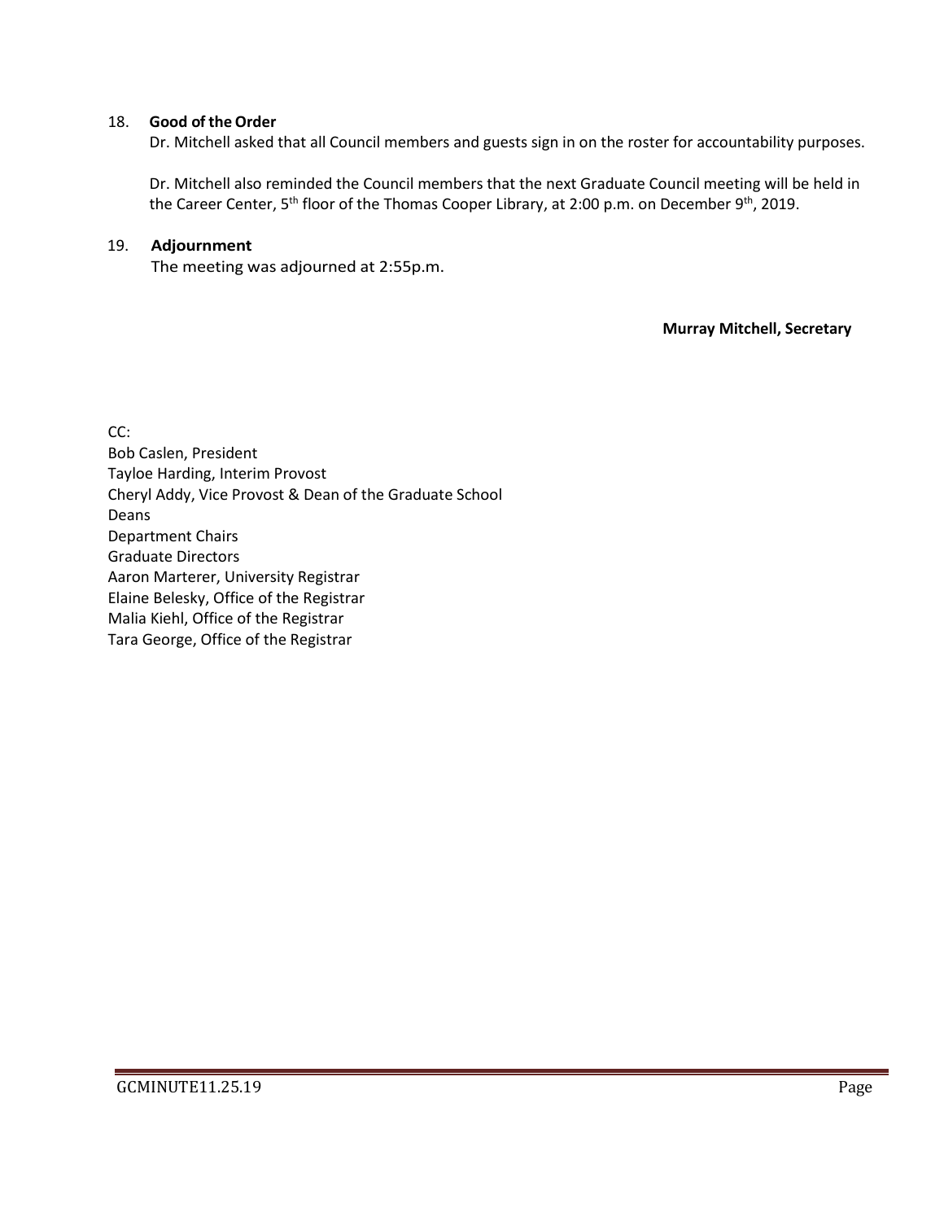18. **Good of the Order**

Dr. Mitchell asked that all Council members and guests sign in on the roster for accountability purposes.

Dr. Mitchell also reminded the Council members that the next Graduate Council meeting will be held in the Career Center, 5th floor of the Thomas Cooper Library, at 2:00 p.m. on December 9th, 2019.

19. **Adjournment**

The meeting was adjourned at 2:55p.m.

**Murray Mitchell, Secretary**

CC:
Bob Caslen, President
Tayloe Harding, Interim Provost
Cheryl Addy, Vice Provost & Dean of the Graduate School
Deans
Department Chairs
Graduate Directors
Aaron Marterer, University Registrar
Elaine Belesky, Office of the Registrar
Malia Kiehl, Office of the Registrar
Tara George, Office of the Registrar